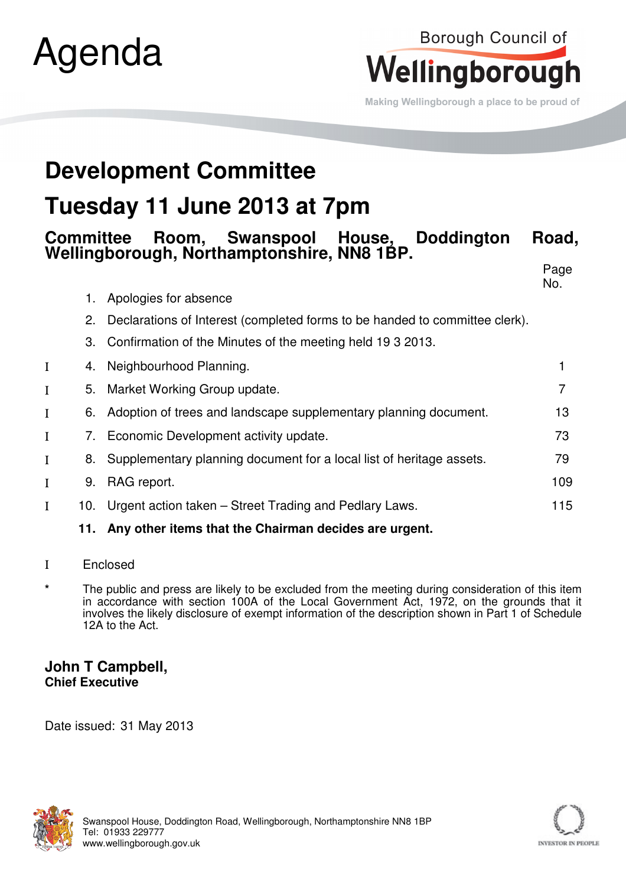# Agenda

Borough Council of
**Wellingborough**

Making Wellingborough a place to be proud of

# Development Committee

# Tuesday 11 June 2013 at 7pm

### Committee Room, Swanspool House, Doddington Road, Wellingborough, Northamptonshire, NN8 1BP.

| | | | Page No. |
|---|---|---|---|
| | 1. | Apologies for absence | |
| | 2. | Declarations of Interest (completed forms to be handed to committee clerk). | |
| | 3. | Confirmation of the Minutes of the meeting held 19 3 2013. | |
| I | 4. | Neighbourhood Planning. | 1 |
| I | 5. | Market Working Group update. | 7 |
| I | 6. | Adoption of trees and landscape supplementary planning document. | 13 |
| I | 7. | Economic Development activity update. | 73 |
| I | 8. | Supplementary planning document for a local list of heritage assets. | 79 |
| I | 9. | RAG report. | 109 |
| I | 10. | Urgent action taken – Street Trading and Pedlary Laws. | 115 |
| | **11.** | **Any other items that the Chairman decides are urgent.** | |

I Enclosed

* The public and press are likely to be excluded from the meeting during consideration of this item in accordance with section 100A of the Local Government Act, 1972, on the grounds that it involves the likely disclosure of exempt information of the description shown in Part 1 of Schedule 12A to the Act.

**John T Campbell,**
**Chief Executive**

Date issued: 31 May 2013

Swanspool House, Doddington Road, Wellingborough, Northamptonshire NN8 1BP
Tel: 01933 229777
www.wellingborough.gov.uk

INVESTOR IN PEOPLE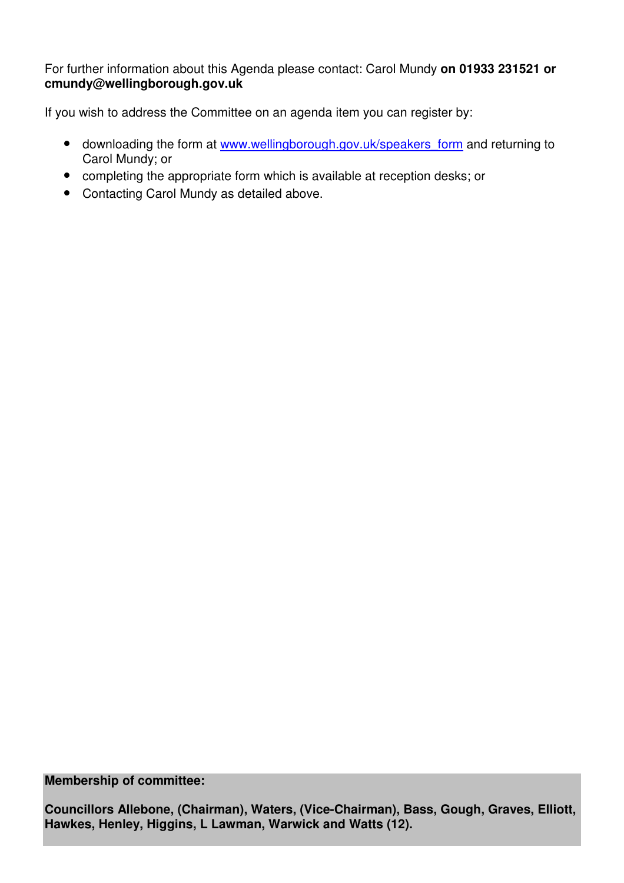For further information about this Agenda please contact: Carol Mundy **on 01933 231521 or cmundy@wellingborough.gov.uk**

If you wish to address the Committee on an agenda item you can register by:

- downloading the form at [www.wellingborough.gov.uk/speakers_form](http://www.wellingborough.gov.uk/speakers_form) and returning to Carol Mundy; or
- completing the appropriate form which is available at reception desks; or
- Contacting Carol Mundy as detailed above.

**Membership of committee:**

**Councillors Allebone, (Chairman), Waters, (Vice-Chairman), Bass, Gough, Graves, Elliott, Hawkes, Henley, Higgins, L Lawman, Warwick and Watts (12).**